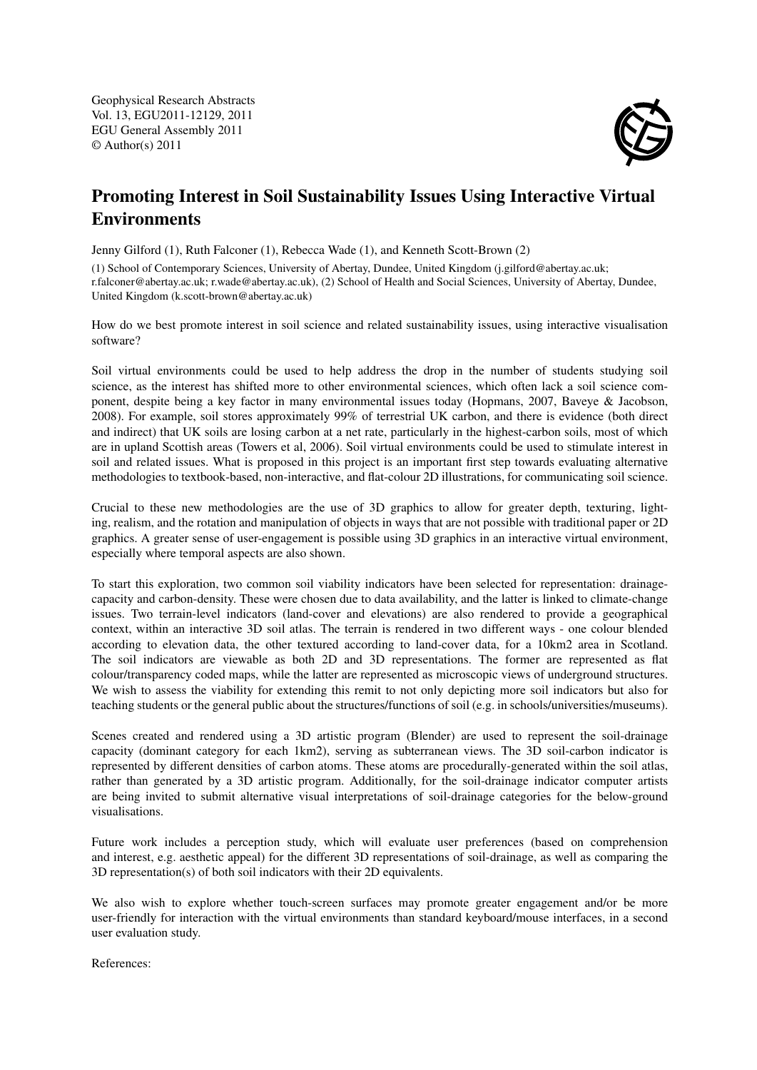Geophysical Research Abstracts
Vol. 13, EGU2011-12129, 2011
EGU General Assembly 2011
© Author(s) 2011

# Promoting Interest in Soil Sustainability Issues Using Interactive Virtual Environments

Jenny Gilford (1), Ruth Falconer (1), Rebecca Wade (1), and Kenneth Scott-Brown (2)

(1) School of Contemporary Sciences, University of Abertay, Dundee, United Kingdom (j.gilford@abertay.ac.uk; r.falconer@abertay.ac.uk; r.wade@abertay.ac.uk), (2) School of Health and Social Sciences, University of Abertay, Dundee, United Kingdom (k.scott-brown@abertay.ac.uk)

How do we best promote interest in soil science and related sustainability issues, using interactive visualisation software?

Soil virtual environments could be used to help address the drop in the number of students studying soil science, as the interest has shifted more to other environmental sciences, which often lack a soil science component, despite being a key factor in many environmental issues today (Hopmans, 2007, Baveye & Jacobson, 2008). For example, soil stores approximately 99% of terrestrial UK carbon, and there is evidence (both direct and indirect) that UK soils are losing carbon at a net rate, particularly in the highest-carbon soils, most of which are in upland Scottish areas (Towers et al, 2006). Soil virtual environments could be used to stimulate interest in soil and related issues. What is proposed in this project is an important first step towards evaluating alternative methodologies to textbook-based, non-interactive, and flat-colour 2D illustrations, for communicating soil science.

Crucial to these new methodologies are the use of 3D graphics to allow for greater depth, texturing, lighting, realism, and the rotation and manipulation of objects in ways that are not possible with traditional paper or 2D graphics. A greater sense of user-engagement is possible using 3D graphics in an interactive virtual environment, especially where temporal aspects are also shown.

To start this exploration, two common soil viability indicators have been selected for representation: drainage-capacity and carbon-density. These were chosen due to data availability, and the latter is linked to climate-change issues. Two terrain-level indicators (land-cover and elevations) are also rendered to provide a geographical context, within an interactive 3D soil atlas. The terrain is rendered in two different ways - one colour blended according to elevation data, the other textured according to land-cover data, for a 10km2 area in Scotland. The soil indicators are viewable as both 2D and 3D representations. The former are represented as flat colour/transparency coded maps, while the latter are represented as microscopic views of underground structures. We wish to assess the viability for extending this remit to not only depicting more soil indicators but also for teaching students or the general public about the structures/functions of soil (e.g. in schools/universities/museums).

Scenes created and rendered using a 3D artistic program (Blender) are used to represent the soil-drainage capacity (dominant category for each 1km2), serving as subterranean views. The 3D soil-carbon indicator is represented by different densities of carbon atoms. These atoms are procedurally-generated within the soil atlas, rather than generated by a 3D artistic program. Additionally, for the soil-drainage indicator computer artists are being invited to submit alternative visual interpretations of soil-drainage categories for the below-ground visualisations.

Future work includes a perception study, which will evaluate user preferences (based on comprehension and interest, e.g. aesthetic appeal) for the different 3D representations of soil-drainage, as well as comparing the 3D representation(s) of both soil indicators with their 2D equivalents.

We also wish to explore whether touch-screen surfaces may promote greater engagement and/or be more user-friendly for interaction with the virtual environments than standard keyboard/mouse interfaces, in a second user evaluation study.

References: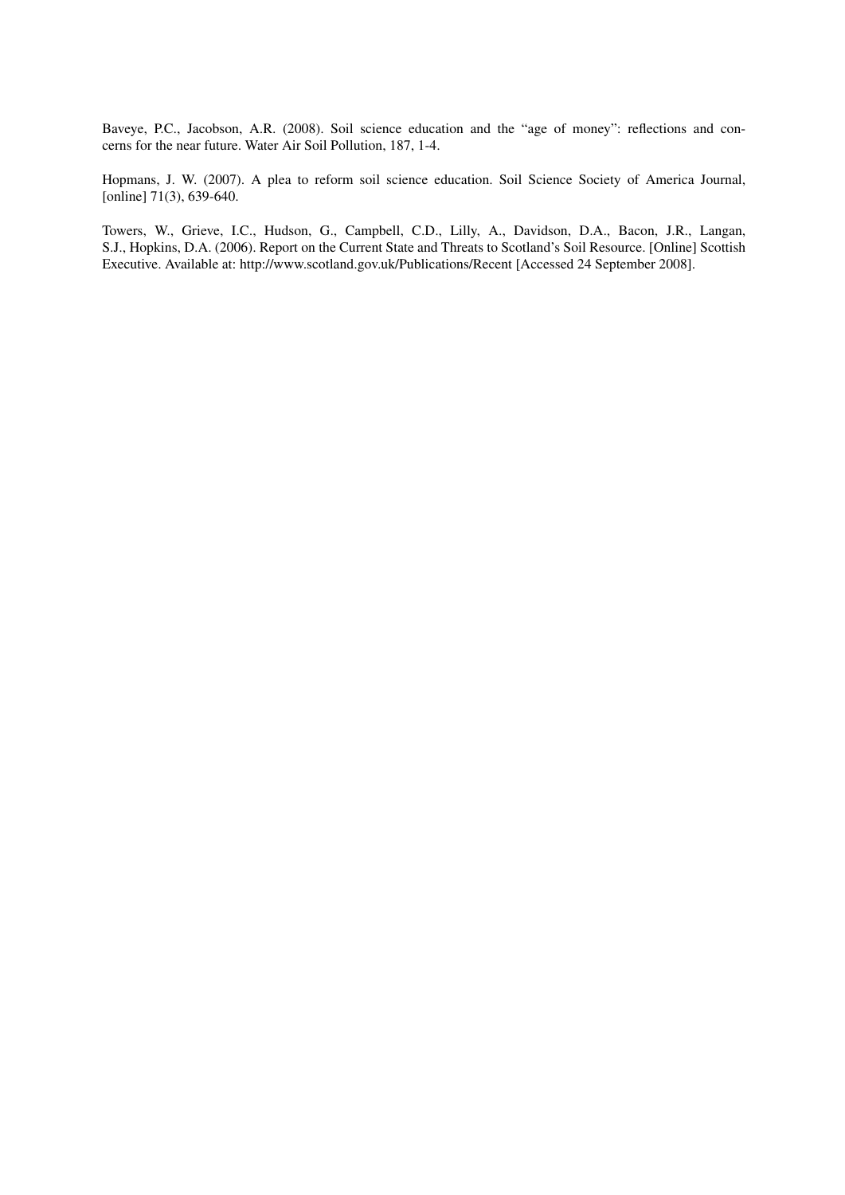Baveye, P.C., Jacobson, A.R. (2008). Soil science education and the "age of money": reflections and concerns for the near future. Water Air Soil Pollution, 187, 1-4.

Hopmans, J. W. (2007). A plea to reform soil science education. Soil Science Society of America Journal, [online] 71(3), 639-640.

Towers, W., Grieve, I.C., Hudson, G., Campbell, C.D., Lilly, A., Davidson, D.A., Bacon, J.R., Langan, S.J., Hopkins, D.A. (2006). Report on the Current State and Threats to Scotland's Soil Resource. [Online] Scottish Executive. Available at: http://www.scotland.gov.uk/Publications/Recent [Accessed 24 September 2008].